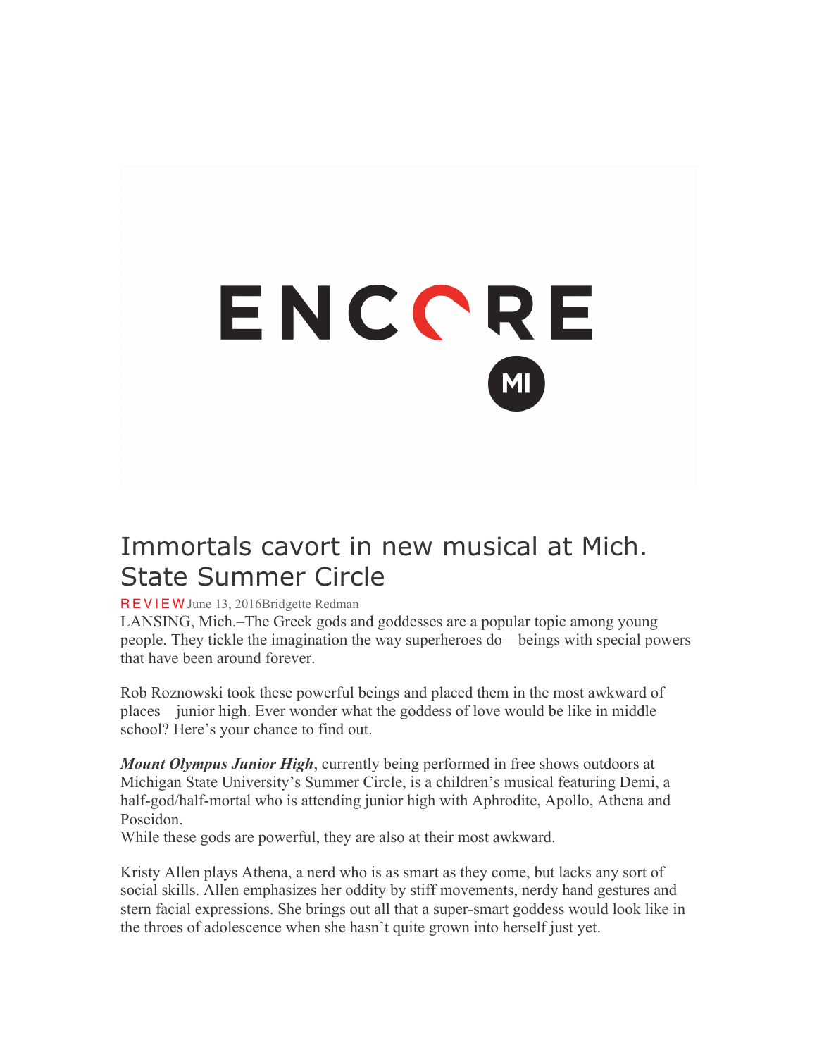ENCORE MI

# Immortals cavort in new musical at Mich. State Summer Circle

REVIEW June 13, 2016 Bridgette Redman

LANSING, Mich.–The Greek gods and goddesses are a popular topic among young people. They tickle the imagination the way superheroes do—beings with special powers that have been around forever.

Rob Roznowski took these powerful beings and placed them in the most awkward of places—junior high. Ever wonder what the goddess of love would be like in middle school? Here's your chance to find out.

***Mount Olympus Junior High***, currently being performed in free shows outdoors at Michigan State University's Summer Circle, is a children's musical featuring Demi, a half-god/half-mortal who is attending junior high with Aphrodite, Apollo, Athena and Poseidon.

While these gods are powerful, they are also at their most awkward.

Kristy Allen plays Athena, a nerd who is as smart as they come, but lacks any sort of social skills. Allen emphasizes her oddity by stiff movements, nerdy hand gestures and stern facial expressions. She brings out all that a super-smart goddess would look like in the throes of adolescence when she hasn't quite grown into herself just yet.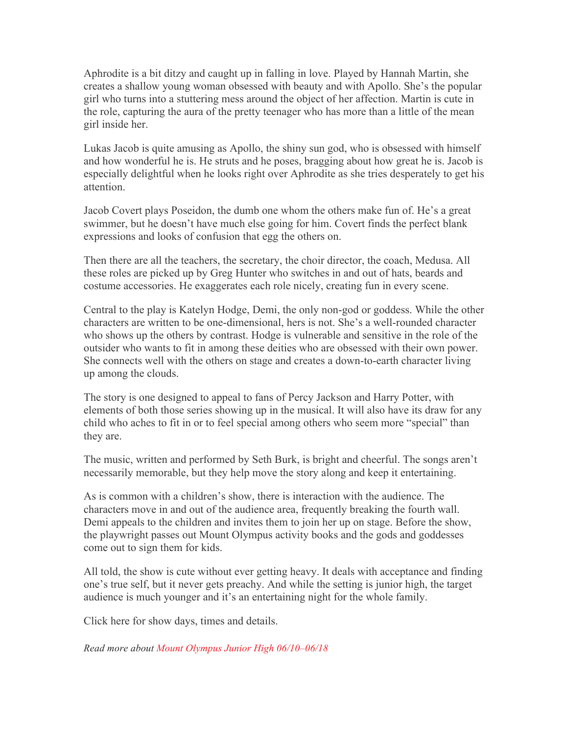Aphrodite is a bit ditzy and caught up in falling in love. Played by Hannah Martin, she creates a shallow young woman obsessed with beauty and with Apollo. She's the popular girl who turns into a stuttering mess around the object of her affection. Martin is cute in the role, capturing the aura of the pretty teenager who has more than a little of the mean girl inside her.

Lukas Jacob is quite amusing as Apollo, the shiny sun god, who is obsessed with himself and how wonderful he is. He struts and he poses, bragging about how great he is. Jacob is especially delightful when he looks right over Aphrodite as she tries desperately to get his attention.

Jacob Covert plays Poseidon, the dumb one whom the others make fun of. He's a great swimmer, but he doesn't have much else going for him. Covert finds the perfect blank expressions and looks of confusion that egg the others on.

Then there are all the teachers, the secretary, the choir director, the coach, Medusa. All these roles are picked up by Greg Hunter who switches in and out of hats, beards and costume accessories. He exaggerates each role nicely, creating fun in every scene.

Central to the play is Katelyn Hodge, Demi, the only non-god or goddess. While the other characters are written to be one-dimensional, hers is not. She's a well-rounded character who shows up the others by contrast. Hodge is vulnerable and sensitive in the role of the outsider who wants to fit in among these deities who are obsessed with their own power. She connects well with the others on stage and creates a down-to-earth character living up among the clouds.

The story is one designed to appeal to fans of Percy Jackson and Harry Potter, with elements of both those series showing up in the musical. It will also have its draw for any child who aches to fit in or to feel special among others who seem more "special" than they are.

The music, written and performed by Seth Burk, is bright and cheerful. The songs aren't necessarily memorable, but they help move the story along and keep it entertaining.

As is common with a children's show, there is interaction with the audience. The characters move in and out of the audience area, frequently breaking the fourth wall. Demi appeals to the children and invites them to join her up on stage. Before the show, the playwright passes out Mount Olympus activity books and the gods and goddesses come out to sign them for kids.

All told, the show is cute without ever getting heavy. It deals with acceptance and finding one's true self, but it never gets preachy. And while the setting is junior high, the target audience is much younger and it's an entertaining night for the whole family.

Click here for show days, times and details.

*Read more about Mount Olympus Junior High 06/10–06/18*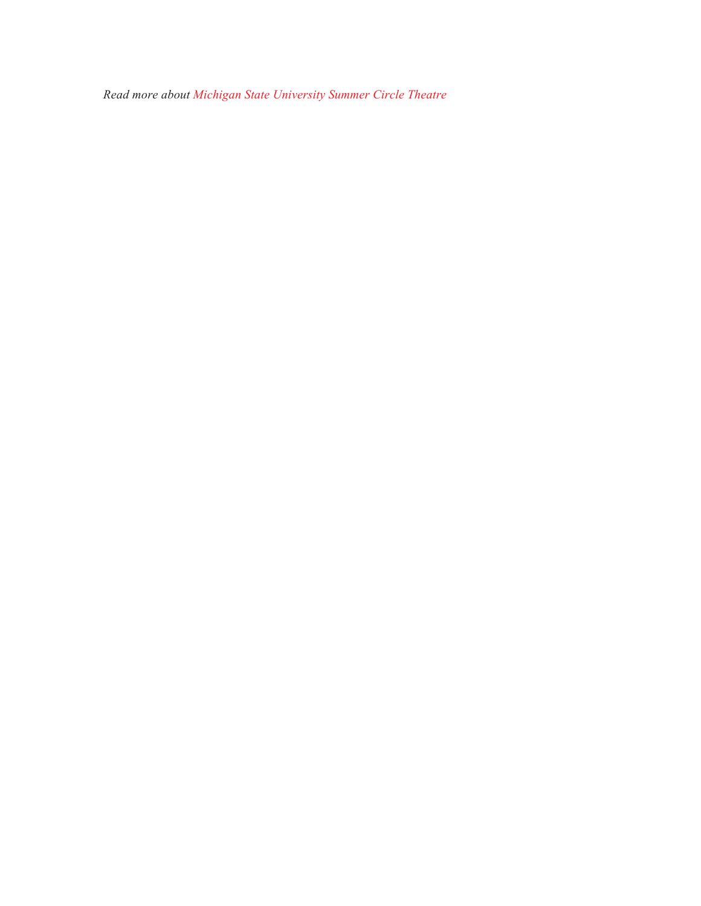*Read more about Michigan State University Summer Circle Theatre*